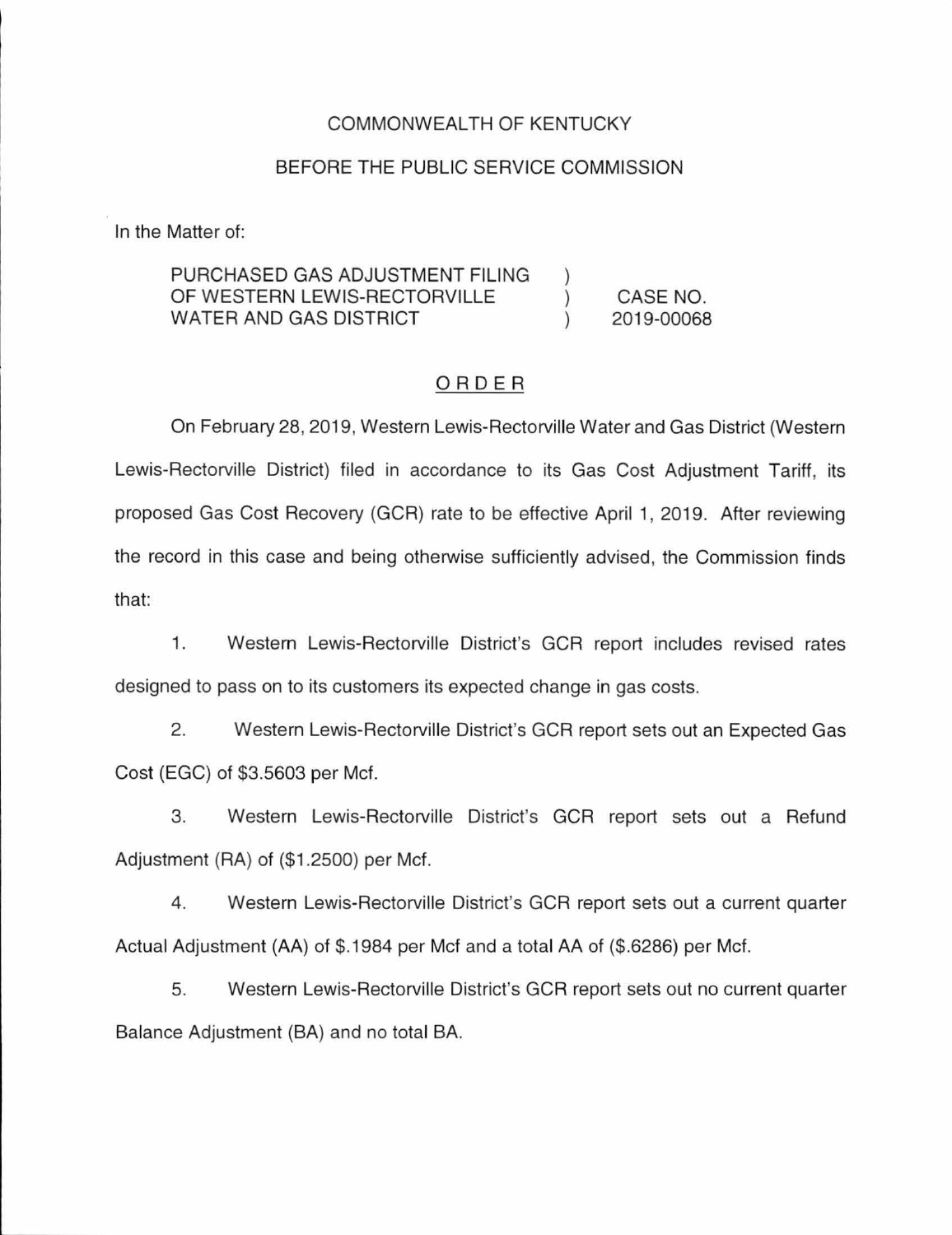COMMONWEALTH OF KENTUCKY

BEFORE THE PUBLIC SERVICE COMMISSION

In the Matter of:

| | | |
|---|---|---|
| PURCHASED GAS ADJUSTMENT FILING OF WESTERN LEWIS-RECTORVILLE WATER AND GAS DISTRICT | ) ) ) | CASE NO. 2019-00068 |

## ORDER

On February 28, 2019, Western Lewis-Rectorville Water and Gas District (Western Lewis-Rectorville District) filed in accordance to its Gas Cost Adjustment Tariff, its proposed Gas Cost Recovery (GCR) rate to be effective April 1, 2019. After reviewing the record in this case and being otherwise sufficiently advised, the Commission finds that:

1. Western Lewis-Rectorville District's GCR report includes revised rates designed to pass on to its customers its expected change in gas costs.

2. Western Lewis-Rectorville District's GCR report sets out an Expected Gas Cost (EGC) of $3.5603 per Mcf.

3. Western Lewis-Rectorville District's GCR report sets out a Refund Adjustment (RA) of ($1.2500) per Mcf.

4. Western Lewis-Rectorville District's GCR report sets out a current quarter Actual Adjustment (AA) of $.1984 per Mcf and a total AA of ($.6286) per Mcf.

5. Western Lewis-Rectorville District's GCR report sets out no current quarter Balance Adjustment (BA) and no total BA.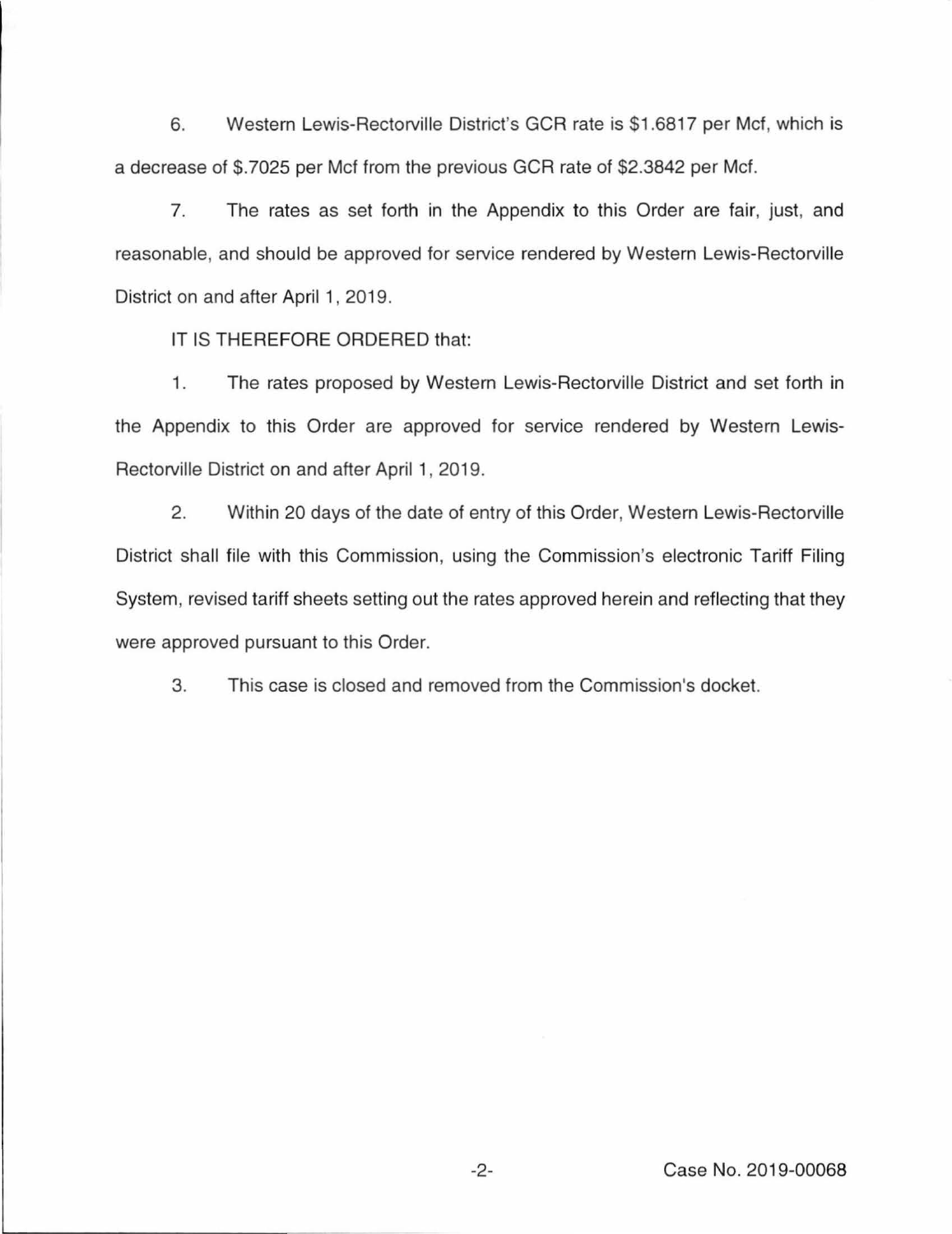6. Western Lewis-Rectorville District's GCR rate is $1.6817 per Mcf, which is a decrease of $.7025 per Mcf from the previous GCR rate of $2.3842 per Mcf.

7. The rates as set forth in the Appendix to this Order are fair, just, and reasonable, and should be approved for service rendered by Western Lewis-Rectorville District on and after April 1, 2019.

IT IS THEREFORE ORDERED that:

1. The rates proposed by Western Lewis-Rectorville District and set forth in the Appendix to this Order are approved for service rendered by Western Lewis-Rectorville District on and after April 1, 2019.

2. Within 20 days of the date of entry of this Order, Western Lewis-Rectorville District shall file with this Commission, using the Commission's electronic Tariff Filing System, revised tariff sheets setting out the rates approved herein and reflecting that they were approved pursuant to this Order.

3. This case is closed and removed from the Commission's docket.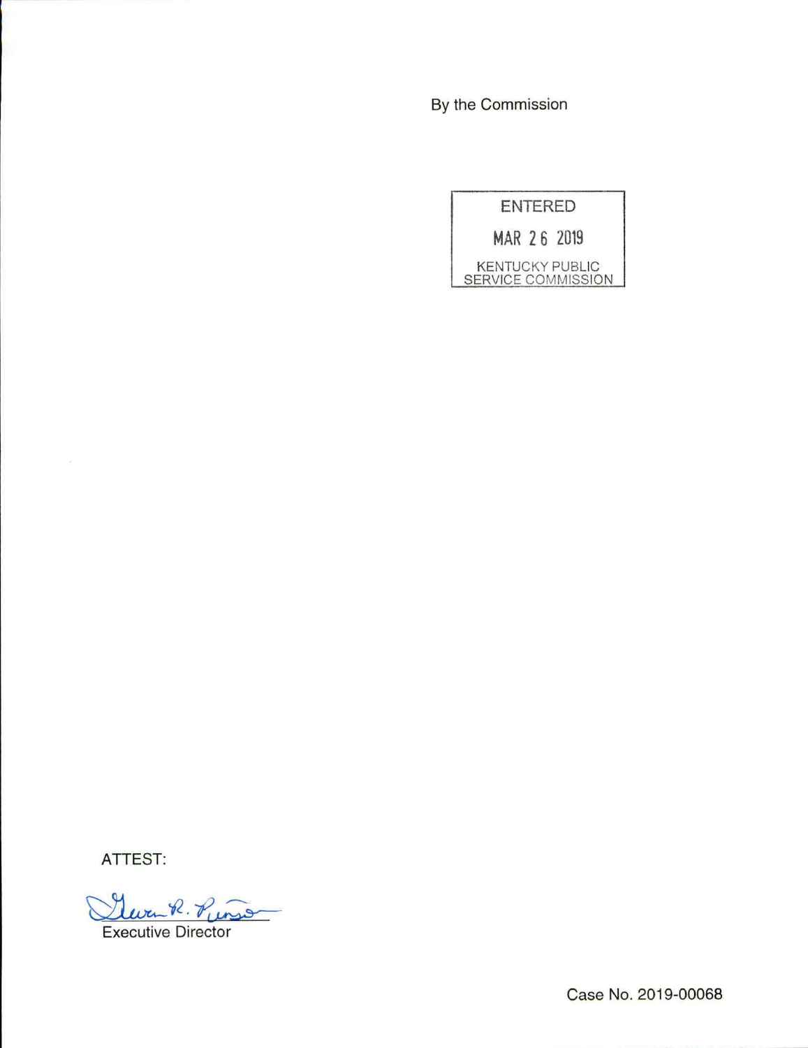By the Commission

ENTERED

MAR 26 2019

KENTUCKY PUBLIC SERVICE COMMISSION

ATTEST:

Gwen R. Pinson

Executive Director

Case No. 2019-00068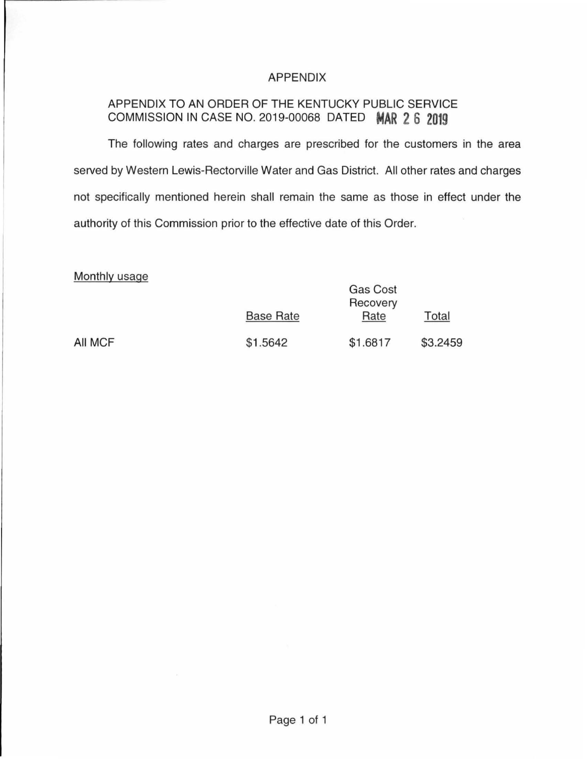# APPENDIX

## APPENDIX TO AN ORDER OF THE KENTUCKY PUBLIC SERVICE COMMISSION IN CASE NO. 2019-00068 DATED MAR 26 2019

The following rates and charges are prescribed for the customers in the area served by Western Lewis-Rectorville Water and Gas District. All other rates and charges not specifically mentioned herein shall remain the same as those in effect under the authority of this Commission prior to the effective date of this Order.

Monthly usage

| | Base Rate | Gas Cost Recovery Rate | Total |
|---|---|---|---|
| All MCF | $1.5642 | $1.6817 | $3.2459 |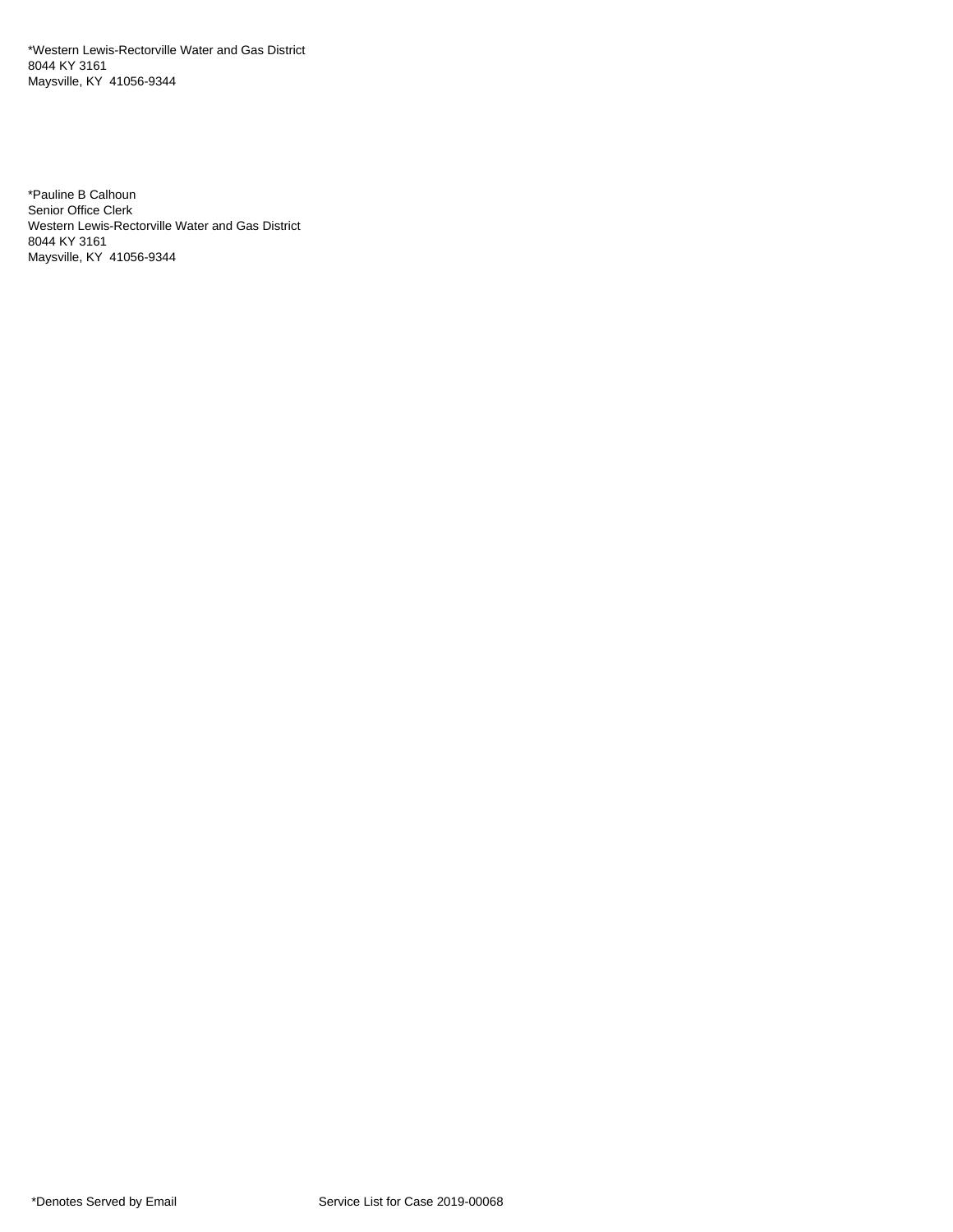*Western Lewis-Rectorville Water and Gas District
8044 KY 3161
Maysville, KY  41056-9344

*Pauline B Calhoun
Senior Office Clerk
Western Lewis-Rectorville Water and Gas District
8044 KY 3161
Maysville, KY  41056-9344